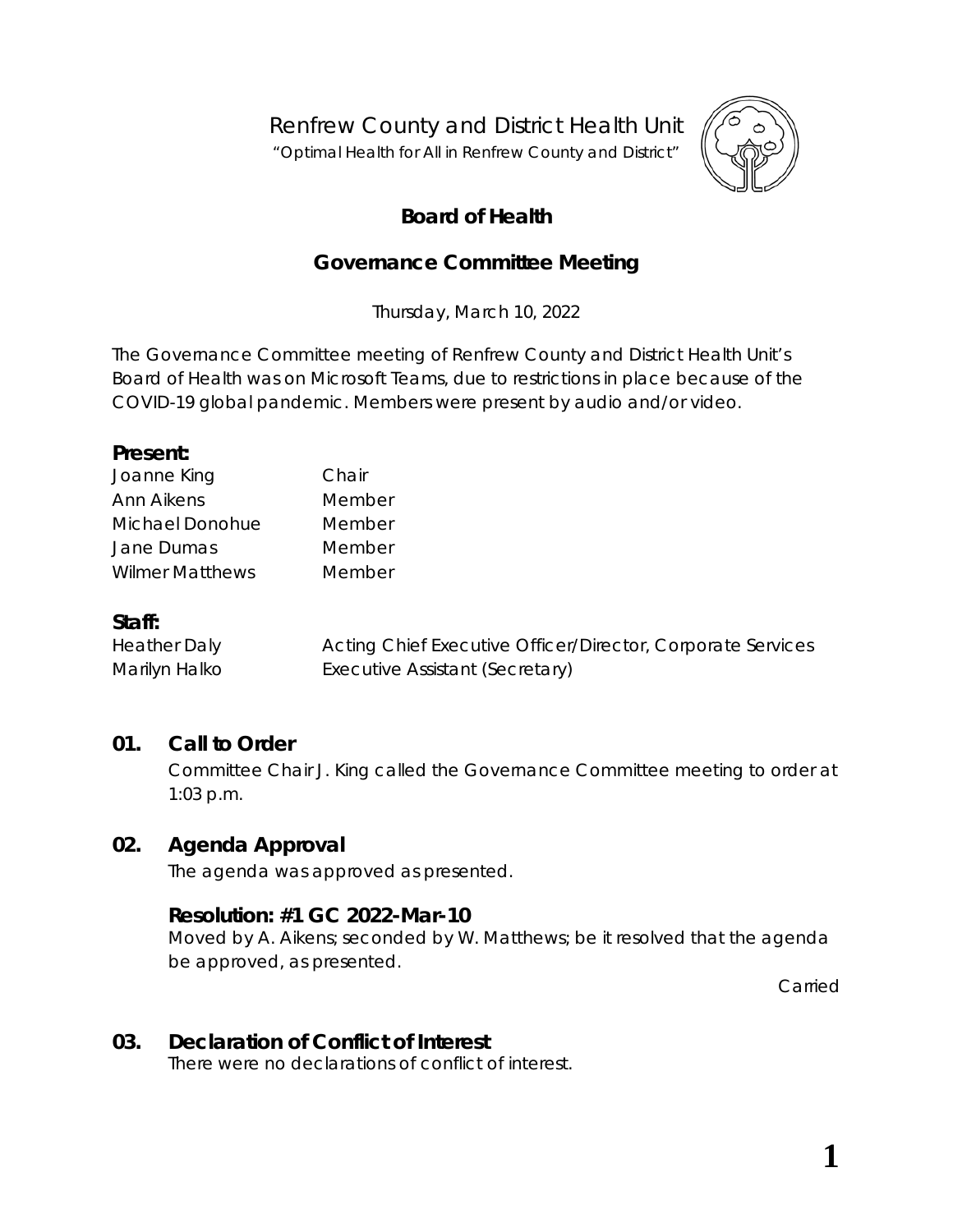Renfrew County and District Health Unit

"Optimal Health for All in Renfrew County and District"

# Board of Health

## Governance Committee Meeting

Thursday, March 10, 2022

The Governance Committee meeting of Renfrew County and District Health Unit's Board of Health was on Microsoft Teams, due to restrictions in place because of the COVID-19 global pandemic. Members were present by audio and/or video.

**Present:**

| | |
|---|---|
| Joanne King | Chair |
| Ann Aikens | Member |
| Michael Donohue | Member |
| Jane Dumas | Member |
| Wilmer Matthews | Member |

**Staff:**

| | |
|---|---|
| Heather Daly | Acting Chief Executive Officer/Director, Corporate Services |
| Marilyn Halko | Executive Assistant (Secretary) |

### 01. Call to Order

Committee Chair J. King called the Governance Committee meeting to order at 1:03 p.m.

### 02. Agenda Approval

The agenda was approved as presented.

**Resolution: #1 GC 2022-Mar-10**

Moved by A. Aikens; seconded by W. Matthews; be it resolved that the agenda be approved, as presented.

Carried

### 03. Declaration of Conflict of Interest

There were no declarations of conflict of interest.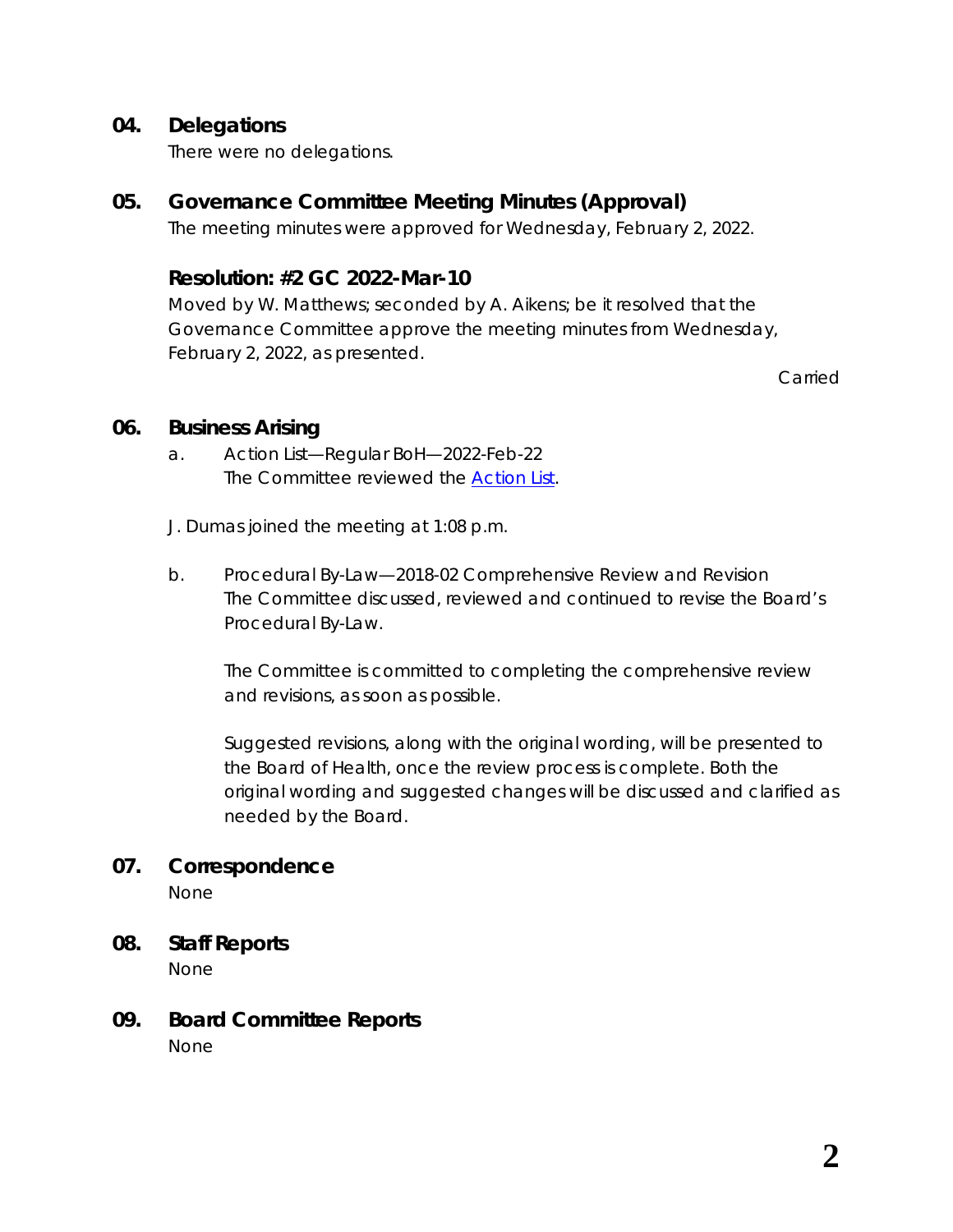## 04. Delegations

There were no delegations.

## 05. Governance Committee Meeting Minutes (Approval)

The meeting minutes were approved for Wednesday, February 2, 2022.

### Resolution: #2 GC 2022-Mar-10

Moved by W. Matthews; seconded by A. Aikens; be it resolved that the Governance Committee approve the meeting minutes from Wednesday, February 2, 2022, as presented.

Carried

## 06. Business Arising

a. Action List—Regular BoH—2022-Feb-22
The Committee reviewed the Action List.

J. Dumas joined the meeting at 1:08 p.m.

b. Procedural By-Law—2018-02 Comprehensive Review and Revision
The Committee discussed, reviewed and continued to revise the Board's Procedural By-Law.

The Committee is committed to completing the comprehensive review and revisions, as soon as possible.

Suggested revisions, along with the original wording, will be presented to the Board of Health, once the review process is complete. Both the original wording and suggested changes will be discussed and clarified as needed by the Board.

## 07. Correspondence

None

## 08. Staff Reports

None

## 09. Board Committee Reports

None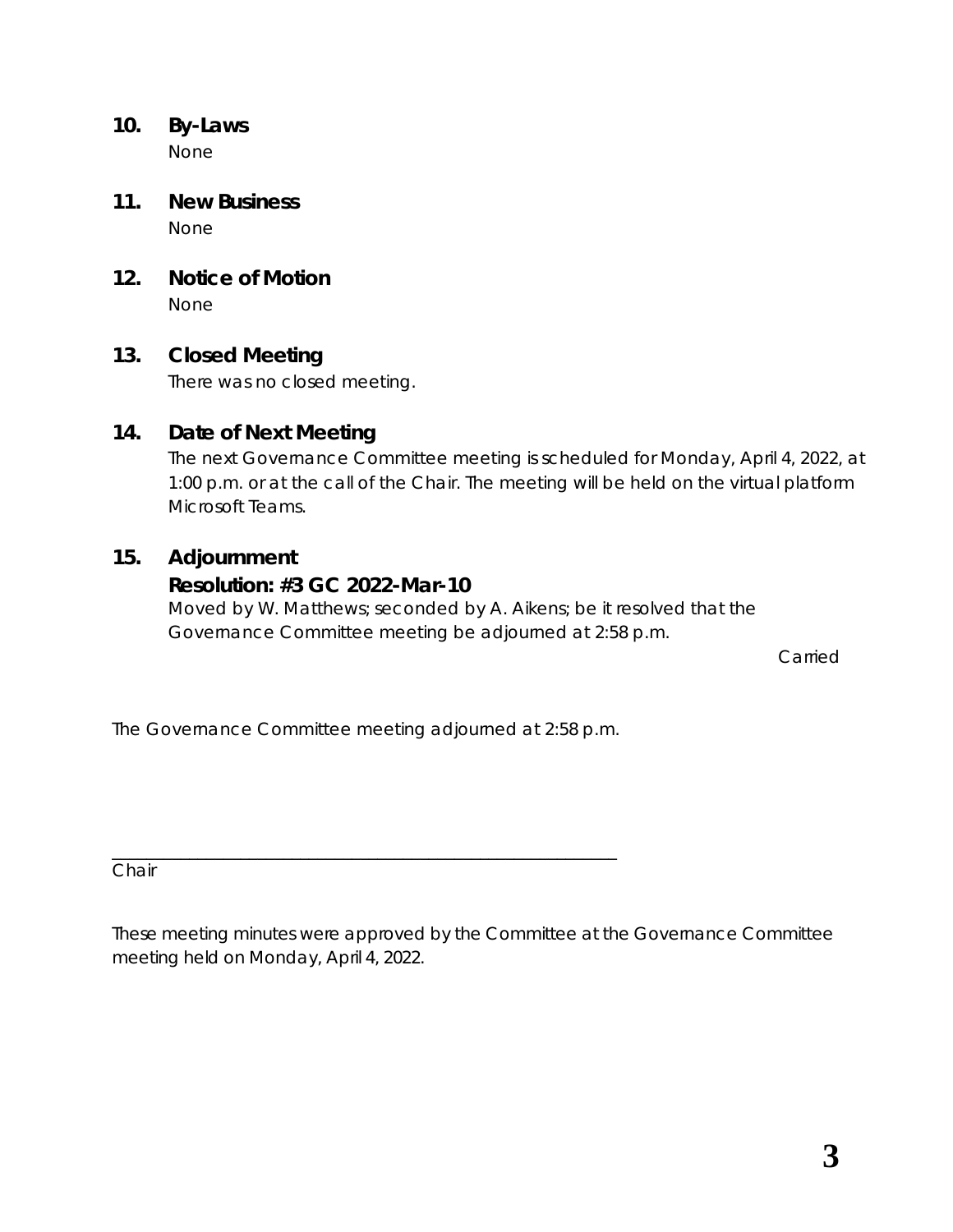## 10. By-Laws

None

## 11. New Business

None

## 12. Notice of Motion

None

## 13. Closed Meeting

There was no closed meeting.

## 14. Date of Next Meeting

The next Governance Committee meeting is scheduled for Monday, April 4, 2022, at 1:00 p.m. or at the call of the Chair. The meeting will be held on the virtual platform Microsoft Teams.

## 15. Adjournment

**Resolution: #3 GC 2022-Mar-10**

Moved by W. Matthews; seconded by A. Aikens; be it resolved that the Governance Committee meeting be adjourned at 2:58 p.m.

Carried

The Governance Committee meeting adjourned at 2:58 p.m.

\_\_\_\_\_\_\_\_\_\_\_\_\_\_\_\_\_\_\_\_\_\_\_\_\_\_\_\_\_\_\_\_\_\_\_\_\_\_\_\_\_\_\_\_\_\_\_\_\_\_

Chair

These meeting minutes were approved by the Committee at the Governance Committee meeting held on Monday, April 4, 2022.